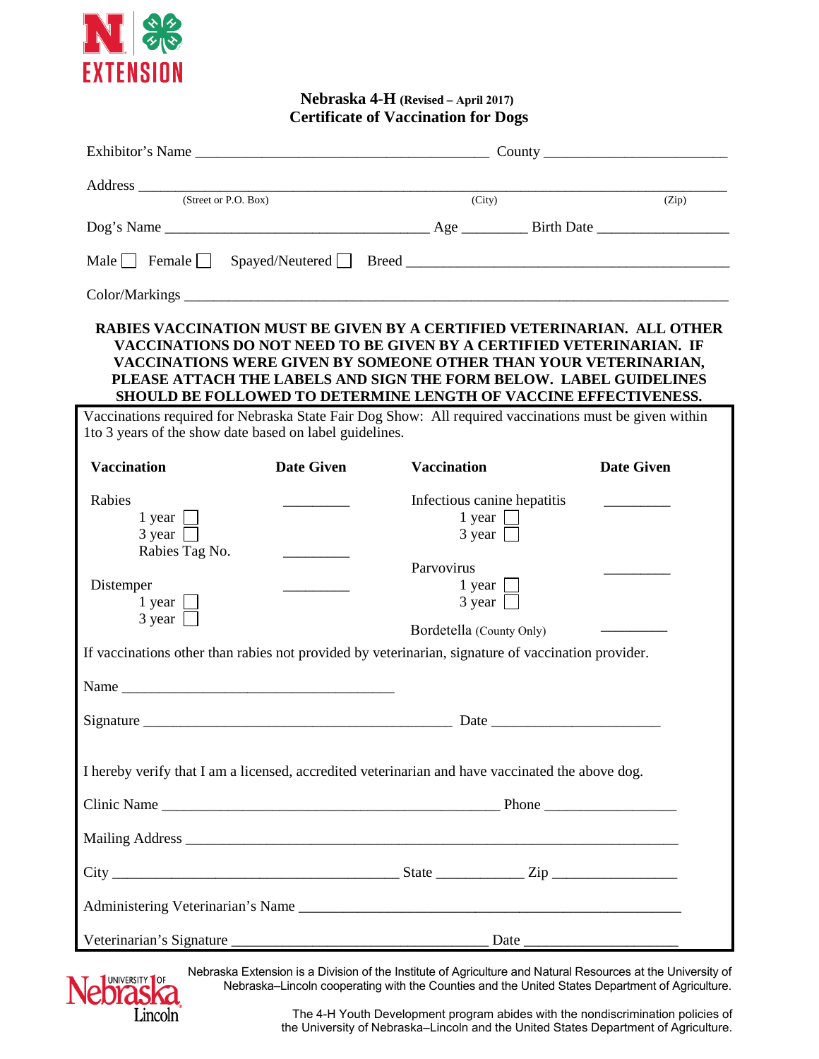EXTENSION

## Nebraska 4-H (Revised – April 2017)
## Certificate of Vaccination for Dogs

Exhibitor's Name ________________________________________ County ________________________

Address ______________________________________________________________________________
(Street or P.O. Box) (City) (Zip)

Dog's Name ___________________________________ Age ________ Birth Date _________________

Male ☐ Female ☐ Spayed/Neutered ☐ Breed ___________________________________________

Color/Markings ________________________________________________________________________

**RABIES VACCINATION MUST BE GIVEN BY A CERTIFIED VETERINARIAN. ALL OTHER VACCINATIONS DO NOT NEED TO BE GIVEN BY A CERTIFIED VETERINARIAN. IF VACCINATIONS WERE GIVEN BY SOMEONE OTHER THAN YOUR VETERINARIAN, PLEASE ATTACH THE LABELS AND SIGN THE FORM BELOW. LABEL GUIDELINES SHOULD BE FOLLOWED TO DETERMINE LENGTH OF VACCINE EFFECTIVENESS.**

Vaccinations required for Nebraska State Fair Dog Show: All required vaccinations must be given within 1to 3 years of the show date based on label guidelines.

| Vaccination | Date Given | Vaccination | Date Given |
|---|---|---|---|
| Rabies<br>1 year ☐<br>3 year ☐ | _________ | Infectious canine hepatitis<br>1 year ☐<br>3 year ☐ | _________ |
| Rabies Tag No. | _________ | | |
| Distemper<br>1 year ☐<br>3 year ☐ | _________ | Parvovirus<br>1 year ☐<br>3 year ☐ | _________ |
| | | Bordetella (County Only) | _________ |

If vaccinations other than rabies not provided by veterinarian, signature of vaccination provider.

Name ______________________________________

Signature __________________________________________ Date ______________________

I hereby verify that I am a licensed, accredited veterinarian and have vaccinated the above dog.

Clinic Name _______________________________________________ Phone _________________

Mailing Address ______________________________________________________________________

City ________________________________________ State ____________ Zip ________________

Administering Veterinarian's Name ______________________________________________________

Veterinarian's Signature __________________________________ Date ____________________

Nebraska Extension is a Division of the Institute of Agriculture and Natural Resources at the University of Nebraska–Lincoln cooperating with the Counties and the United States Department of Agriculture.

The 4-H Youth Development program abides with the nondiscrimination policies of the University of Nebraska–Lincoln and the United States Department of Agriculture.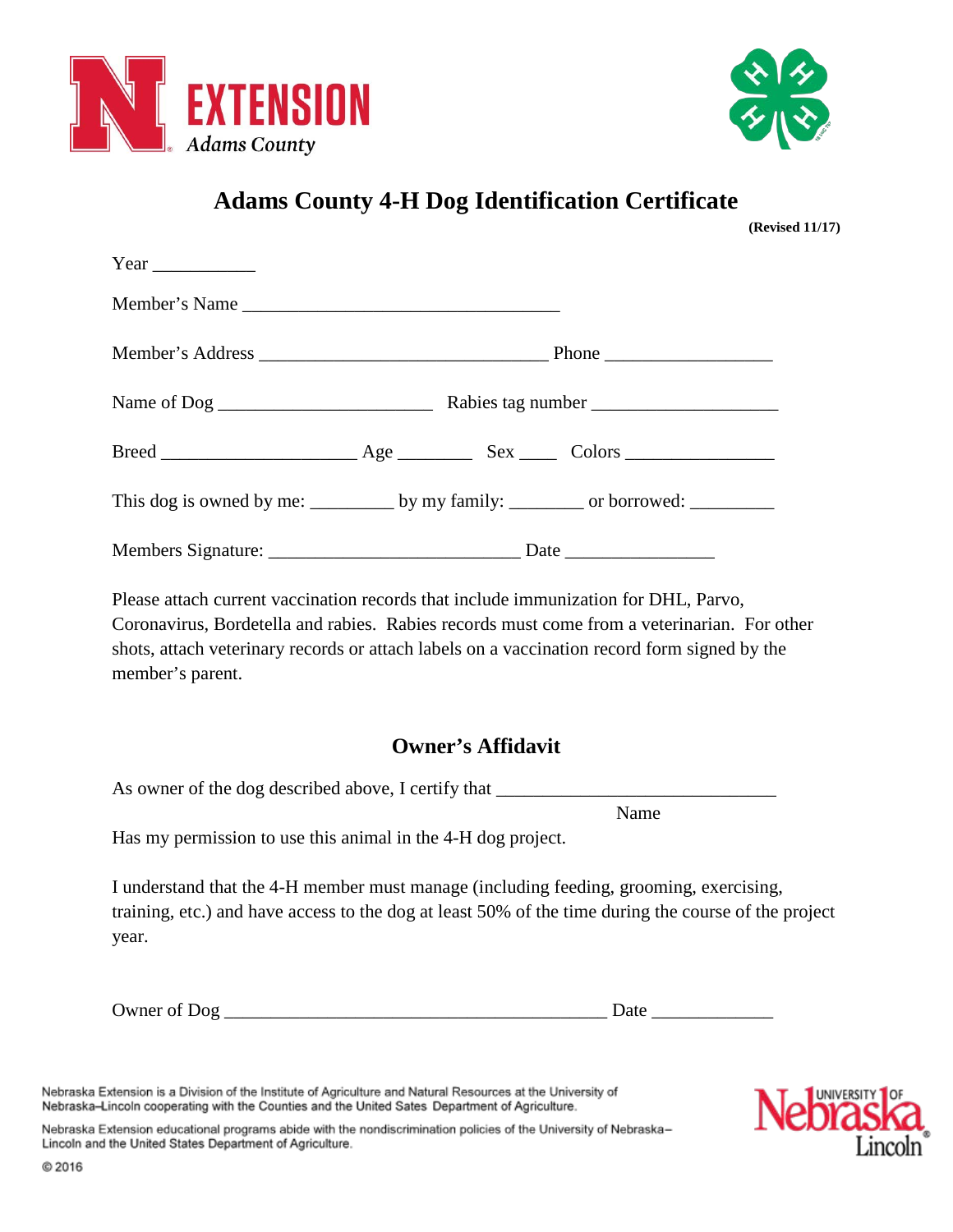EXTENSION
*Adams County*

# Adams County 4-H Dog Identification Certificate

**(Revised 11/17)**

Year ___________

Member's Name ___________________________________

Member's Address ________________________________ Phone __________________

Name of Dog _______________________ Rabies tag number ____________________

Breed _____________________ Age ________ Sex ____ Colors ________________

This dog is owned by me: _________ by my family: ________ or borrowed: _________

Members Signature: ___________________________ Date ________________

Please attach current vaccination records that include immunization for DHL, Parvo, Coronavirus, Bordetella and rabies. Rabies records must come from a veterinarian. For other shots, attach veterinary records or attach labels on a vaccination record form signed by the member's parent.

## Owner's Affidavit

As owner of the dog described above, I certify that ______________________________
Name

Has my permission to use this animal in the 4-H dog project.

I understand that the 4-H member must manage (including feeding, grooming, exercising, training, etc.) and have access to the dog at least 50% of the time during the course of the project year.

Owner of Dog __________________________________________ Date _____________

Nebraska Extension is a Division of the Institute of Agriculture and Natural Resources at the University of Nebraska–Lincoln cooperating with the Counties and the United Sates Department of Agriculture.

Nebraska Extension educational programs abide with the nondiscrimination policies of the University of Nebraska–Lincoln and the United States Department of Agriculture.

© 2016

University of Nebraska Lincoln